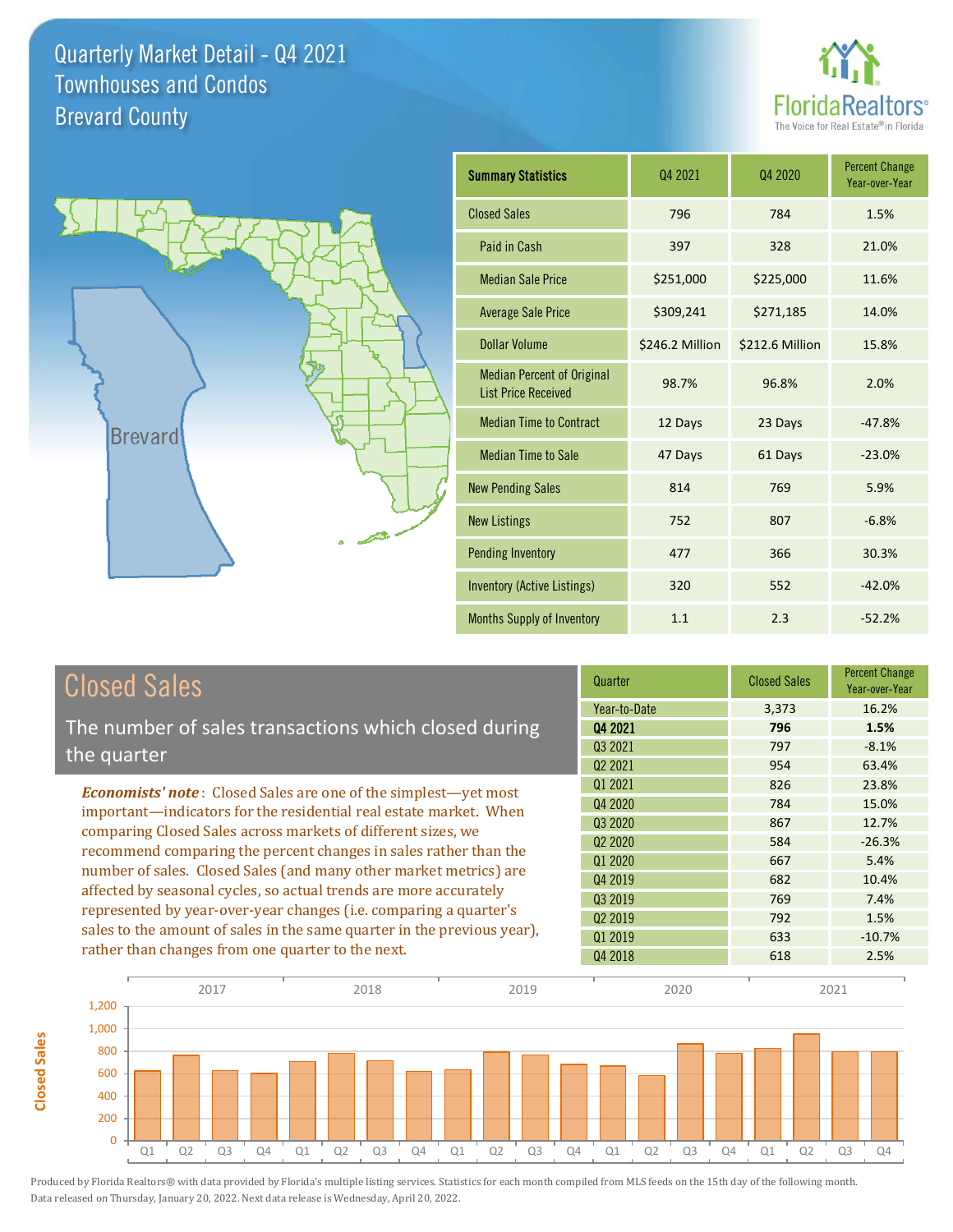# Quarterly Market Detail - Q4 2021
## Townhouses and Condos
## Brevard County

FloridaRealtors® The Voice for Real Estate® in Florida

Brevard

| Summary Statistics | Q4 2021 | Q4 2020 | Percent Change Year-over-Year |
|---|---|---|---|
| Closed Sales | 796 | 784 | 1.5% |
| Paid in Cash | 397 | 328 | 21.0% |
| Median Sale Price | $251,000 | $225,000 | 11.6% |
| Average Sale Price | $309,241 | $271,185 | 14.0% |
| Dollar Volume | $246.2 Million | $212.6 Million | 15.8% |
| Median Percent of Original List Price Received | 98.7% | 96.8% | 2.0% |
| Median Time to Contract | 12 Days | 23 Days | -47.8% |
| Median Time to Sale | 47 Days | 61 Days | -23.0% |
| New Pending Sales | 814 | 769 | 5.9% |
| New Listings | 752 | 807 | -6.8% |
| Pending Inventory | 477 | 366 | 30.3% |
| Inventory (Active Listings) | 320 | 552 | -42.0% |
| Months Supply of Inventory | 1.1 | 2.3 | -52.2% |

## Closed Sales

The number of sales transactions which closed during the quarter

***Economists' note***: Closed Sales are one of the simplest—yet most important—indicators for the residential real estate market. When comparing Closed Sales across markets of different sizes, we recommend comparing the percent changes in sales rather than the number of sales. Closed Sales (and many other market metrics) are affected by seasonal cycles, so actual trends are more accurately represented by year-over-year changes (i.e. comparing a quarter's sales to the amount of sales in the same quarter in the previous year), rather than changes from one quarter to the next.

| Quarter | Closed Sales | Percent Change Year-over-Year |
|---|---|---|
| Year-to-Date | 3,373 | 16.2% |
| **Q4 2021** | **796** | **1.5%** |
| Q3 2021 | 797 | -8.1% |
| Q2 2021 | 954 | 63.4% |
| Q1 2021 | 826 | 23.8% |
| Q4 2020 | 784 | 15.0% |
| Q3 2020 | 867 | 12.7% |
| Q2 2020 | 584 | -26.3% |
| Q1 2020 | 667 | 5.4% |
| Q4 2019 | 682 | 10.4% |
| Q3 2019 | 769 | 7.4% |
| Q2 2019 | 792 | 1.5% |
| Q1 2019 | 633 | -10.7% |
| Q4 2018 | 618 | 2.5% |

Produced by Florida Realtors® with data provided by Florida's multiple listing services. Statistics for each month compiled from MLS feeds on the 15th day of the following month. Data released on Thursday, January 20, 2022. Next data release is Wednesday, April 20, 2022.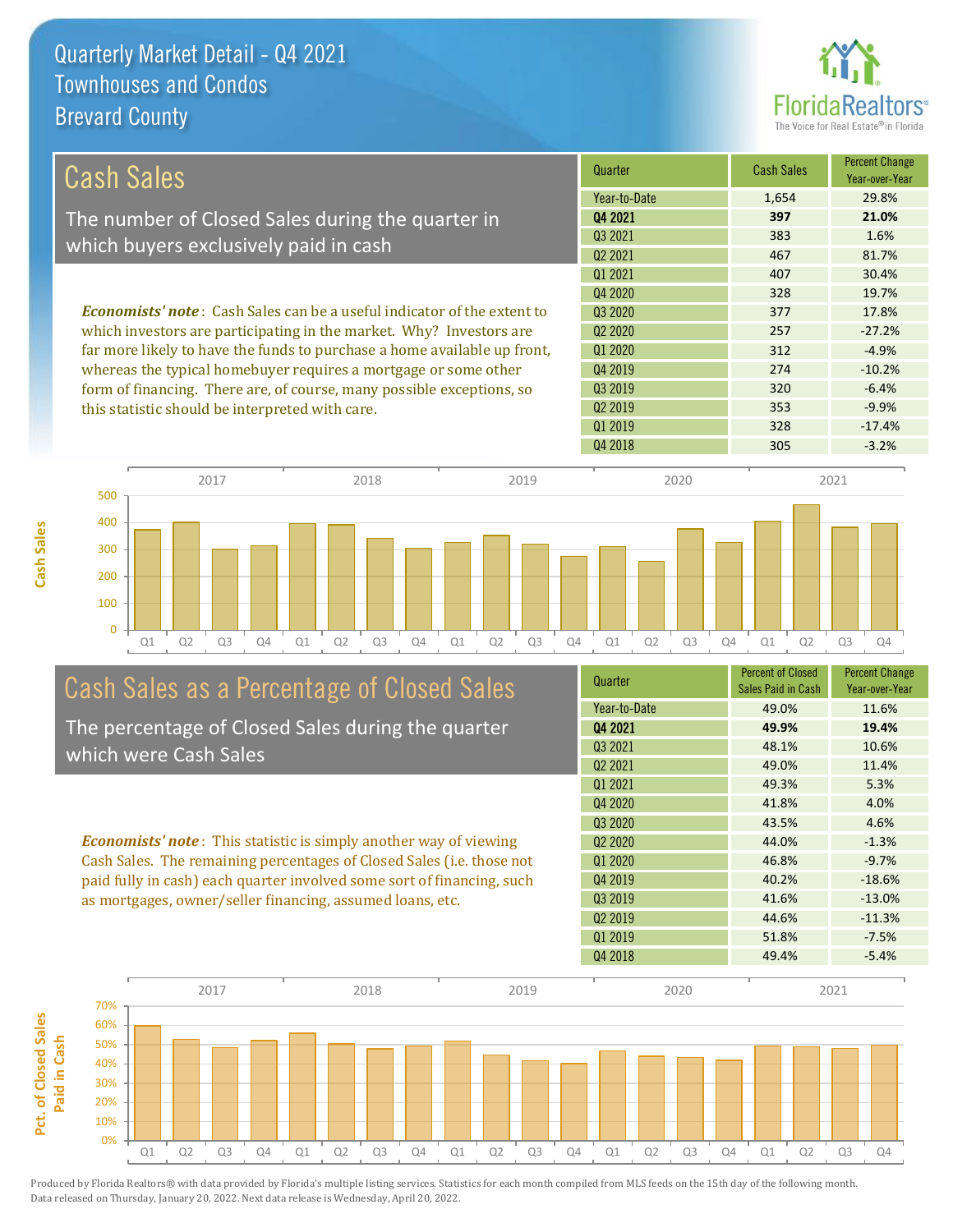# Quarterly Market Detail - Q4 2021
## Townhouses and Condos
## Brevard County

## Cash Sales

The number of Closed Sales during the quarter in which buyers exclusively paid in cash

*Economists' note*: Cash Sales can be a useful indicator of the extent to which investors are participating in the market. Why? Investors are far more likely to have the funds to purchase a home available up front, whereas the typical homebuyer requires a mortgage or some other form of financing. There are, of course, many possible exceptions, so this statistic should be interpreted with care.

| Quarter | Cash Sales | Percent Change Year-over-Year |
|---|---|---|
| Year-to-Date | 1,654 | 29.8% |
| **Q4 2021** | **397** | **21.0%** |
| Q3 2021 | 383 | 1.6% |
| Q2 2021 | 467 | 81.7% |
| Q1 2021 | 407 | 30.4% |
| Q4 2020 | 328 | 19.7% |
| Q3 2020 | 377 | 17.8% |
| Q2 2020 | 257 | -27.2% |
| Q1 2020 | 312 | -4.9% |
| Q4 2019 | 274 | -10.2% |
| Q3 2019 | 320 | -6.4% |
| Q2 2019 | 353 | -9.9% |
| Q1 2019 | 328 | -17.4% |
| Q4 2018 | 305 | -3.2% |

## Cash Sales as a Percentage of Closed Sales

The percentage of Closed Sales during the quarter which were Cash Sales

*Economists' note*: This statistic is simply another way of viewing Cash Sales. The remaining percentages of Closed Sales (i.e. those not paid fully in cash) each quarter involved some sort of financing, such as mortgages, owner/seller financing, assumed loans, etc.

| Quarter | Percent of Closed Sales Paid in Cash | Percent Change Year-over-Year |
|---|---|---|
| Year-to-Date | 49.0% | 11.6% |
| **Q4 2021** | **49.9%** | **19.4%** |
| Q3 2021 | 48.1% | 10.6% |
| Q2 2021 | 49.0% | 11.4% |
| Q1 2021 | 49.3% | 5.3% |
| Q4 2020 | 41.8% | 4.0% |
| Q3 2020 | 43.5% | 4.6% |
| Q2 2020 | 44.0% | -1.3% |
| Q1 2020 | 46.8% | -9.7% |
| Q4 2019 | 40.2% | -18.6% |
| Q3 2019 | 41.6% | -13.0% |
| Q2 2019 | 44.6% | -11.3% |
| Q1 2019 | 51.8% | -7.5% |
| Q4 2018 | 49.4% | -5.4% |

Produced by Florida Realtors® with data provided by Florida's multiple listing services. Statistics for each month compiled from MLS feeds on the 15th day of the following month. Data released on Thursday, January 20, 2022. Next data release is Wednesday, April 20, 2022.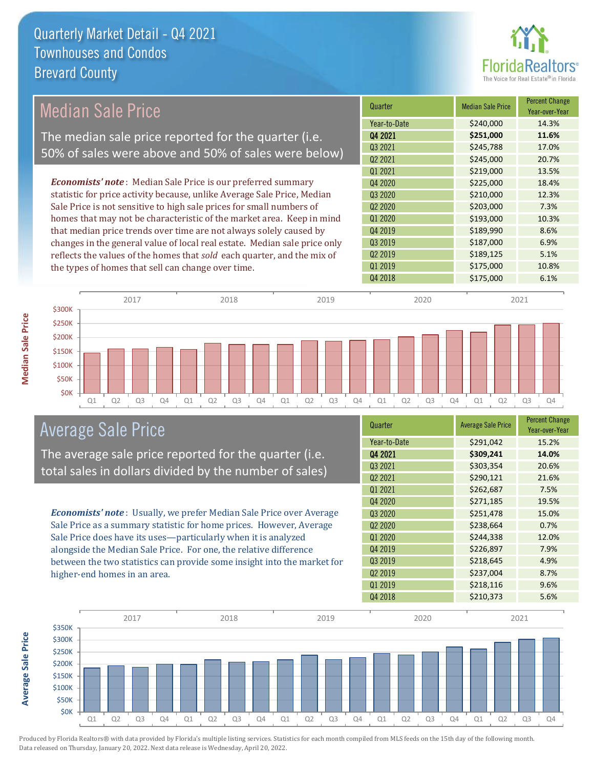# Quarterly Market Detail - Q4 2021
## Townhouses and Condos
## Brevard County

## Median Sale Price

The median sale price reported for the quarter (i.e. 50% of sales were above and 50% of sales were below)

***Economists' note***: Median Sale Price is our preferred summary statistic for price activity because, unlike Average Sale Price, Median Sale Price is not sensitive to high sale prices for small numbers of homes that may not be characteristic of the market area. Keep in mind that median price trends over time are not always solely caused by changes in the general value of local real estate. Median sale price only reflects the values of the homes that *sold* each quarter, and the mix of the types of homes that sell can change over time.

| Quarter | Median Sale Price | Percent Change Year-over-Year |
|---|---|---|
| Year-to-Date | $240,000 | 14.3% |
| **Q4 2021** | **$251,000** | **11.6%** |
| Q3 2021 | $245,788 | 17.0% |
| Q2 2021 | $245,000 | 20.7% |
| Q1 2021 | $219,000 | 13.5% |
| Q4 2020 | $225,000 | 18.4% |
| Q3 2020 | $210,000 | 12.3% |
| Q2 2020 | $203,000 | 7.3% |
| Q1 2020 | $193,000 | 10.3% |
| Q4 2019 | $189,990 | 8.6% |
| Q3 2019 | $187,000 | 6.9% |
| Q2 2019 | $189,125 | 5.1% |
| Q1 2019 | $175,000 | 10.8% |
| Q4 2018 | $175,000 | 6.1% |

## Average Sale Price

The average sale price reported for the quarter (i.e. total sales in dollars divided by the number of sales)

***Economists' note***: Usually, we prefer Median Sale Price over Average Sale Price as a summary statistic for home prices. However, Average Sale Price does have its uses—particularly when it is analyzed alongside the Median Sale Price. For one, the relative difference between the two statistics can provide some insight into the market for higher-end homes in an area.

| Quarter | Average Sale Price | Percent Change Year-over-Year |
|---|---|---|
| Year-to-Date | $291,042 | 15.2% |
| **Q4 2021** | **$309,241** | **14.0%** |
| Q3 2021 | $303,354 | 20.6% |
| Q2 2021 | $290,121 | 21.6% |
| Q1 2021 | $262,687 | 7.5% |
| Q4 2020 | $271,185 | 19.5% |
| Q3 2020 | $251,478 | 15.0% |
| Q2 2020 | $238,664 | 0.7% |
| Q1 2020 | $244,338 | 12.0% |
| Q4 2019 | $226,897 | 7.9% |
| Q3 2019 | $218,645 | 4.9% |
| Q2 2019 | $237,004 | 8.7% |
| Q1 2019 | $218,116 | 9.6% |
| Q4 2018 | $210,373 | 5.6% |

Produced by Florida Realtors® with data provided by Florida's multiple listing services. Statistics for each month compiled from MLS feeds on the 15th day of the following month. Data released on Thursday, January 20, 2022. Next data release is Wednesday, April 20, 2022.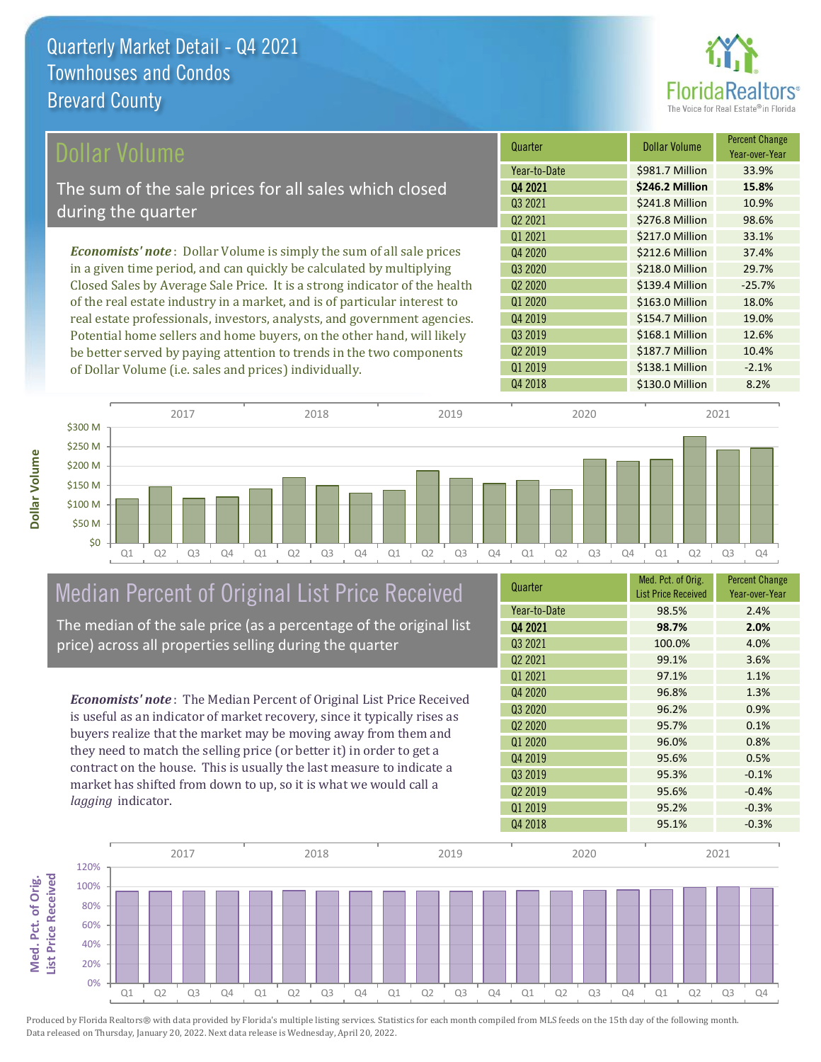# Quarterly Market Detail - Q4 2021
## Townhouses and Condos
## Brevard County

## Dollar Volume

The sum of the sale prices for all sales which closed during the quarter

*Economists' note*: Dollar Volume is simply the sum of all sale prices in a given time period, and can quickly be calculated by multiplying Closed Sales by Average Sale Price. It is a strong indicator of the health of the real estate industry in a market, and is of particular interest to real estate professionals, investors, analysts, and government agencies. Potential home sellers and home buyers, on the other hand, will likely be better served by paying attention to trends in the two components of Dollar Volume (i.e. sales and prices) individually.

| Quarter | Dollar Volume | Percent Change Year-over-Year |
|---|---|---|
| Year-to-Date | $981.7 Million | 33.9% |
| **Q4 2021** | **$246.2 Million** | **15.8%** |
| Q3 2021 | $241.8 Million | 10.9% |
| Q2 2021 | $276.8 Million | 98.6% |
| Q1 2021 | $217.0 Million | 33.1% |
| Q4 2020 | $212.6 Million | 37.4% |
| Q3 2020 | $218.0 Million | 29.7% |
| Q2 2020 | $139.4 Million | -25.7% |
| Q1 2020 | $163.0 Million | 18.0% |
| Q4 2019 | $154.7 Million | 19.0% |
| Q3 2019 | $168.1 Million | 12.6% |
| Q2 2019 | $187.7 Million | 10.4% |
| Q1 2019 | $138.1 Million | -2.1% |
| Q4 2018 | $130.0 Million | 8.2% |

## Median Percent of Original List Price Received

The median of the sale price (as a percentage of the original list price) across all properties selling during the quarter

*Economists' note*: The Median Percent of Original List Price Received is useful as an indicator of market recovery, since it typically rises as buyers realize that the market may be moving away from them and they need to match the selling price (or better it) in order to get a contract on the house. This is usually the last measure to indicate a market has shifted from down to up, so it is what we would call a *lagging* indicator.

| Quarter | Med. Pct. of Orig. List Price Received | Percent Change Year-over-Year |
|---|---|---|
| Year-to-Date | 98.5% | 2.4% |
| **Q4 2021** | **98.7%** | **2.0%** |
| Q3 2021 | 100.0% | 4.0% |
| Q2 2021 | 99.1% | 3.6% |
| Q1 2021 | 97.1% | 1.1% |
| Q4 2020 | 96.8% | 1.3% |
| Q3 2020 | 96.2% | 0.9% |
| Q2 2020 | 95.7% | 0.1% |
| Q1 2020 | 96.0% | 0.8% |
| Q4 2019 | 95.6% | 0.5% |
| Q3 2019 | 95.3% | -0.1% |
| Q2 2019 | 95.6% | -0.4% |
| Q1 2019 | 95.2% | -0.3% |
| Q4 2018 | 95.1% | -0.3% |

Produced by Florida Realtors® with data provided by Florida's multiple listing services. Statistics for each month compiled from MLS feeds on the 15th day of the following month. Data released on Thursday, January 20, 2022. Next data release is Wednesday, April 20, 2022.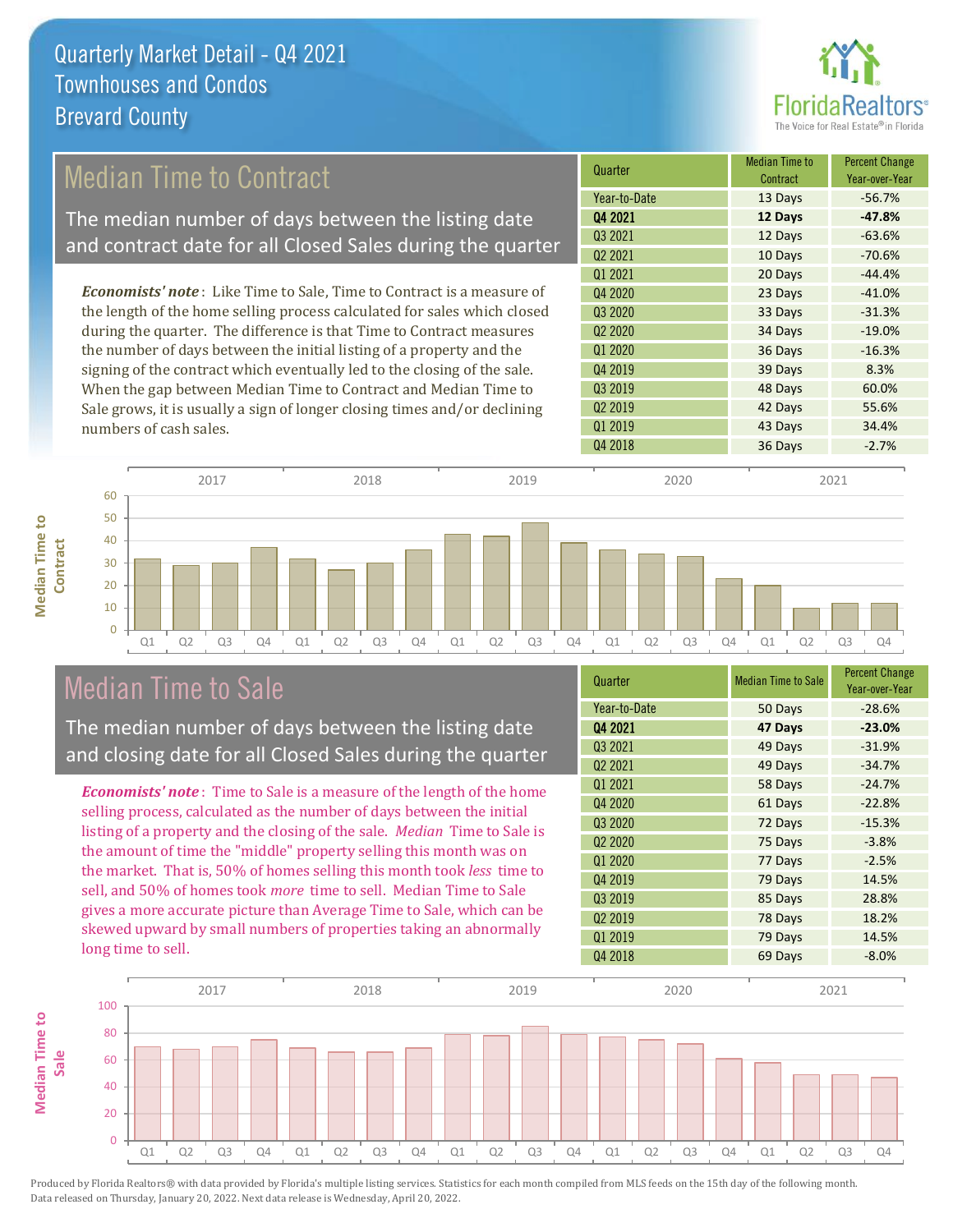# Quarterly Market Detail - Q4 2021
## Townhouses and Condos
## Brevard County

## Median Time to Contract

The median number of days between the listing date and contract date for all Closed Sales during the quarter

*Economists' note*: Like Time to Sale, Time to Contract is a measure of the length of the home selling process calculated for sales which closed during the quarter. The difference is that Time to Contract measures the number of days between the initial listing of a property and the signing of the contract which eventually led to the closing of the sale. When the gap between Median Time to Contract and Median Time to Sale grows, it is usually a sign of longer closing times and/or declining numbers of cash sales.

| Quarter | Median Time to Contract | Percent Change Year-over-Year |
|---|---|---|
| Year-to-Date | 13 Days | -56.7% |
| **Q4 2021** | **12 Days** | **-47.8%** |
| Q3 2021 | 12 Days | -63.6% |
| Q2 2021 | 10 Days | -70.6% |
| Q1 2021 | 20 Days | -44.4% |
| Q4 2020 | 23 Days | -41.0% |
| Q3 2020 | 33 Days | -31.3% |
| Q2 2020 | 34 Days | -19.0% |
| Q1 2020 | 36 Days | -16.3% |
| Q4 2019 | 39 Days | 8.3% |
| Q3 2019 | 48 Days | 60.0% |
| Q2 2019 | 42 Days | 55.6% |
| Q1 2019 | 43 Days | 34.4% |
| Q4 2018 | 36 Days | -2.7% |

## Median Time to Sale

The median number of days between the listing date and closing date for all Closed Sales during the quarter

*Economists' note*: Time to Sale is a measure of the length of the home selling process, calculated as the number of days between the initial listing of a property and the closing of the sale. *Median* Time to Sale is the amount of time the "middle" property selling this month was on the market. That is, 50% of homes selling this month took *less* time to sell, and 50% of homes took *more* time to sell. Median Time to Sale gives a more accurate picture than Average Time to Sale, which can be skewed upward by small numbers of properties taking an abnormally long time to sell.

| Quarter | Median Time to Sale | Percent Change Year-over-Year |
|---|---|---|
| Year-to-Date | 50 Days | -28.6% |
| **Q4 2021** | **47 Days** | **-23.0%** |
| Q3 2021 | 49 Days | -31.9% |
| Q2 2021 | 49 Days | -34.7% |
| Q1 2021 | 58 Days | -24.7% |
| Q4 2020 | 61 Days | -22.8% |
| Q3 2020 | 72 Days | -15.3% |
| Q2 2020 | 75 Days | -3.8% |
| Q1 2020 | 77 Days | -2.5% |
| Q4 2019 | 79 Days | 14.5% |
| Q3 2019 | 85 Days | 28.8% |
| Q2 2019 | 78 Days | 18.2% |
| Q1 2019 | 79 Days | 14.5% |
| Q4 2018 | 69 Days | -8.0% |

Produced by Florida Realtors® with data provided by Florida's multiple listing services. Statistics for each month compiled from MLS feeds on the 15th day of the following month. Data released on Thursday, January 20, 2022. Next data release is Wednesday, April 20, 2022.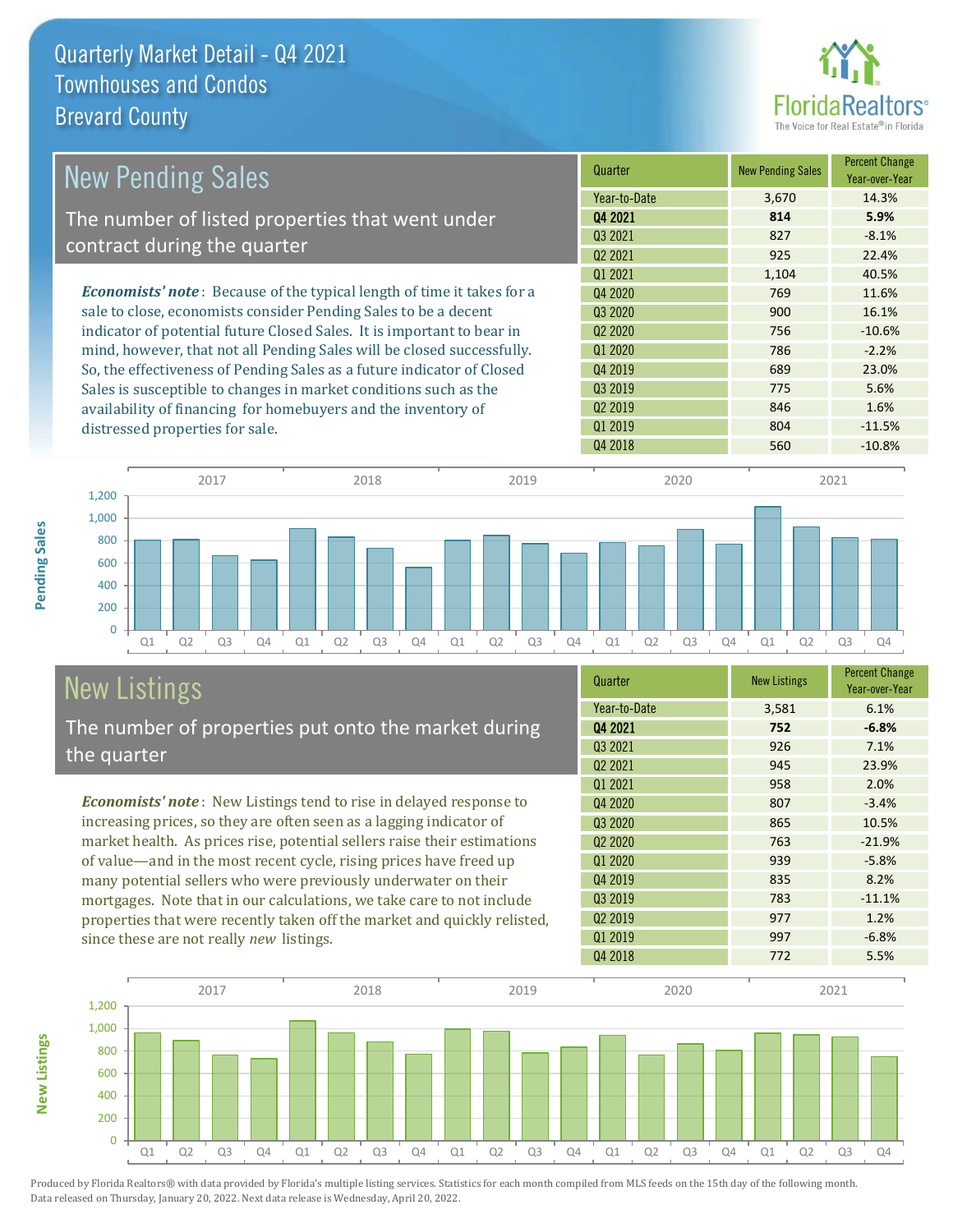# Quarterly Market Detail - Q4 2021
## Townhouses and Condos
## Brevard County

## New Pending Sales

The number of listed properties that went under contract during the quarter

*Economists' note*: Because of the typical length of time it takes for a sale to close, economists consider Pending Sales to be a decent indicator of potential future Closed Sales. It is important to bear in mind, however, that not all Pending Sales will be closed successfully. So, the effectiveness of Pending Sales as a future indicator of Closed Sales is susceptible to changes in market conditions such as the availability of financing for homebuyers and the inventory of distressed properties for sale.

| Quarter | New Pending Sales | Percent Change Year-over-Year |
|---|---|---|
| Year-to-Date | 3,670 | 14.3% |
| **Q4 2021** | **814** | **5.9%** |
| Q3 2021 | 827 | -8.1% |
| Q2 2021 | 925 | 22.4% |
| Q1 2021 | 1,104 | 40.5% |
| Q4 2020 | 769 | 11.6% |
| Q3 2020 | 900 | 16.1% |
| Q2 2020 | 756 | -10.6% |
| Q1 2020 | 786 | -2.2% |
| Q4 2019 | 689 | 23.0% |
| Q3 2019 | 775 | 5.6% |
| Q2 2019 | 846 | 1.6% |
| Q1 2019 | 804 | -11.5% |
| Q4 2018 | 560 | -10.8% |

## New Listings

The number of properties put onto the market during the quarter

*Economists' note*: New Listings tend to rise in delayed response to increasing prices, so they are often seen as a lagging indicator of market health. As prices rise, potential sellers raise their estimations of value—and in the most recent cycle, rising prices have freed up many potential sellers who were previously underwater on their mortgages. Note that in our calculations, we take care to not include properties that were recently taken off the market and quickly relisted, since these are not really *new* listings.

| Quarter | New Listings | Percent Change Year-over-Year |
|---|---|---|
| Year-to-Date | 3,581 | 6.1% |
| **Q4 2021** | **752** | **-6.8%** |
| Q3 2021 | 926 | 7.1% |
| Q2 2021 | 945 | 23.9% |
| Q1 2021 | 958 | 2.0% |
| Q4 2020 | 807 | -3.4% |
| Q3 2020 | 865 | 10.5% |
| Q2 2020 | 763 | -21.9% |
| Q1 2020 | 939 | -5.8% |
| Q4 2019 | 835 | 8.2% |
| Q3 2019 | 783 | -11.1% |
| Q2 2019 | 977 | 1.2% |
| Q1 2019 | 997 | -6.8% |
| Q4 2018 | 772 | 5.5% |

Produced by Florida Realtors® with data provided by Florida's multiple listing services. Statistics for each month compiled from MLS feeds on the 15th day of the following month. Data released on Thursday, January 20, 2022. Next data release is Wednesday, April 20, 2022.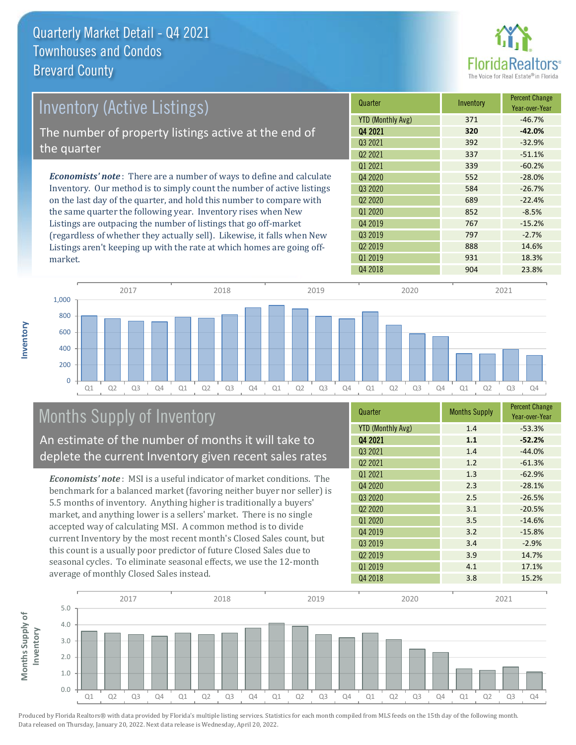# Quarterly Market Detail - Q4 2021
## Townhouses and Condos
## Brevard County

## Inventory (Active Listings)

The number of property listings active at the end of the quarter

*Economists' note*: There are a number of ways to define and calculate Inventory. Our method is to simply count the number of active listings on the last day of the quarter, and hold this number to compare with the same quarter the following year. Inventory rises when New Listings are outpacing the number of listings that go off-market (regardless of whether they actually sell). Likewise, it falls when New Listings aren't keeping up with the rate at which homes are going off-market.

| Quarter | Inventory | Percent Change Year-over-Year |
|---|---|---|
| YTD (Monthly Avg) | 371 | -46.7% |
| **Q4 2021** | **320** | **-42.0%** |
| Q3 2021 | 392 | -32.9% |
| Q2 2021 | 337 | -51.1% |
| Q1 2021 | 339 | -60.2% |
| Q4 2020 | 552 | -28.0% |
| Q3 2020 | 584 | -26.7% |
| Q2 2020 | 689 | -22.4% |
| Q1 2020 | 852 | -8.5% |
| Q4 2019 | 767 | -15.2% |
| Q3 2019 | 797 | -2.7% |
| Q2 2019 | 888 | 14.6% |
| Q1 2019 | 931 | 18.3% |
| Q4 2018 | 904 | 23.8% |

## Months Supply of Inventory

An estimate of the number of months it will take to deplete the current Inventory given recent sales rates

*Economists' note*: MSI is a useful indicator of market conditions. The benchmark for a balanced market (favoring neither buyer nor seller) is 5.5 months of inventory. Anything higher is traditionally a buyers' market, and anything lower is a sellers' market. There is no single accepted way of calculating MSI. A common method is to divide current Inventory by the most recent month's Closed Sales count, but this count is a usually poor predictor of future Closed Sales due to seasonal cycles. To eliminate seasonal effects, we use the 12-month average of monthly Closed Sales instead.

| Quarter | Months Supply | Percent Change Year-over-Year |
|---|---|---|
| YTD (Monthly Avg) | 1.4 | -53.3% |
| **Q4 2021** | **1.1** | **-52.2%** |
| Q3 2021 | 1.4 | -44.0% |
| Q2 2021 | 1.2 | -61.3% |
| Q1 2021 | 1.3 | -62.9% |
| Q4 2020 | 2.3 | -28.1% |
| Q3 2020 | 2.5 | -26.5% |
| Q2 2020 | 3.1 | -20.5% |
| Q1 2020 | 3.5 | -14.6% |
| Q4 2019 | 3.2 | -15.8% |
| Q3 2019 | 3.4 | -2.9% |
| Q2 2019 | 3.9 | 14.7% |
| Q1 2019 | 4.1 | 17.1% |
| Q4 2018 | 3.8 | 15.2% |

Produced by Florida Realtors® with data provided by Florida's multiple listing services. Statistics for each month compiled from MLS feeds on the 15th day of the following month. Data released on Thursday, January 20, 2022. Next data release is Wednesday, April 20, 2022.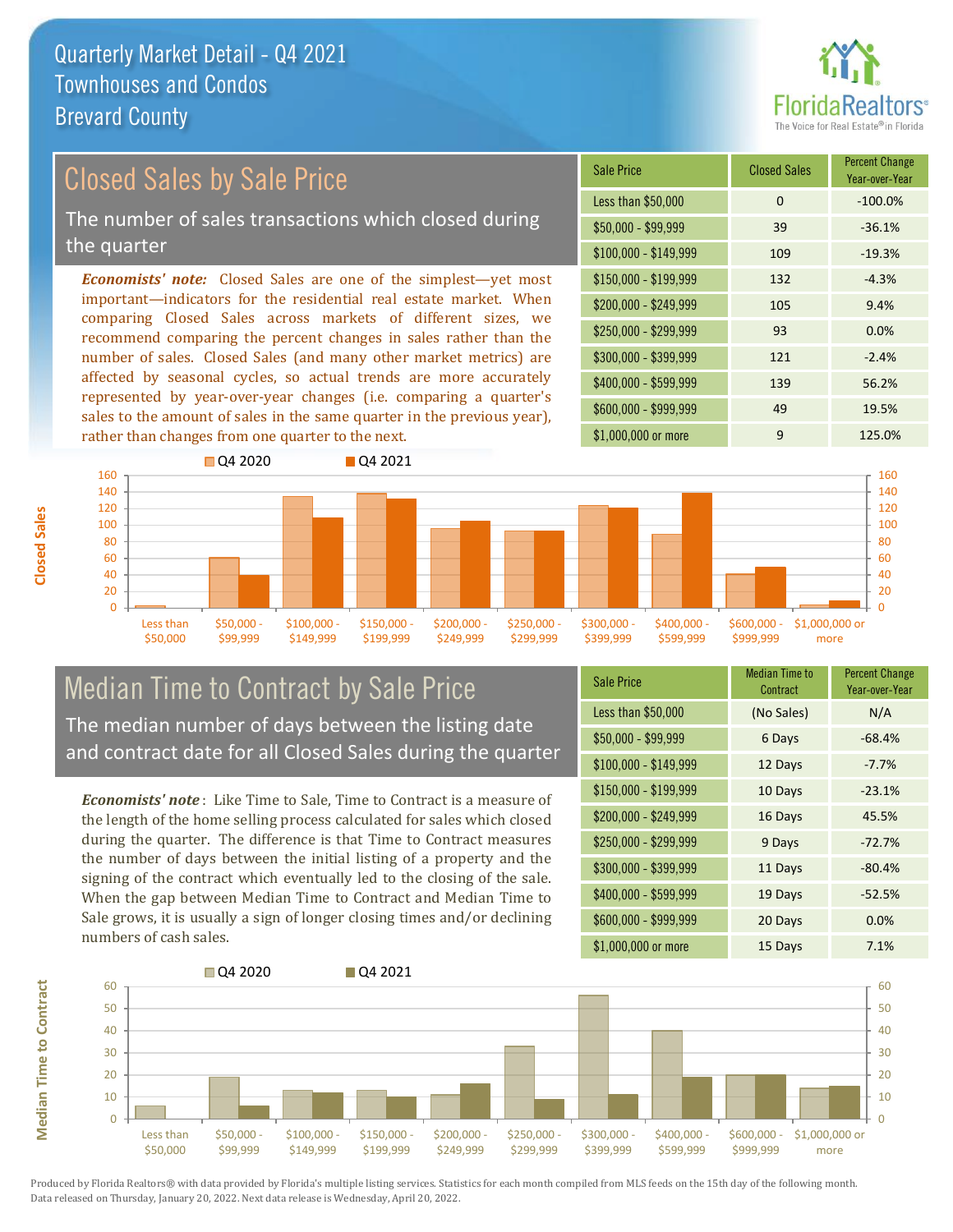# Quarterly Market Detail - Q4 2021
## Townhouses and Condos
## Brevard County

## Closed Sales by Sale Price

The number of sales transactions which closed during the quarter

*Economists' note:* Closed Sales are one of the simplest—yet most important—indicators for the residential real estate market. When comparing Closed Sales across markets of different sizes, we recommend comparing the percent changes in sales rather than the number of sales. Closed Sales (and many other market metrics) are affected by seasonal cycles, so actual trends are more accurately represented by year-over-year changes (i.e. comparing a quarter's sales to the amount of sales in the same quarter in the previous year), rather than changes from one quarter to the next.

| Sale Price | Closed Sales | Percent Change Year-over-Year |
|---|---|---|
| Less than $50,000 | 0 | -100.0% |
| $50,000 - $99,999 | 39 | -36.1% |
| $100,000 - $149,999 | 109 | -19.3% |
| $150,000 - $199,999 | 132 | -4.3% |
| $200,000 - $249,999 | 105 | 9.4% |
| $250,000 - $299,999 | 93 | 0.0% |
| $300,000 - $399,999 | 121 | -2.4% |
| $400,000 - $599,999 | 139 | 56.2% |
| $600,000 - $999,999 | 49 | 19.5% |
| $1,000,000 or more | 9 | 125.0% |

## Median Time to Contract by Sale Price

The median number of days between the listing date and contract date for all Closed Sales during the quarter

*Economists' note*: Like Time to Sale, Time to Contract is a measure of the length of the home selling process calculated for sales which closed during the quarter. The difference is that Time to Contract measures the number of days between the initial listing of a property and the signing of the contract which eventually led to the closing of the sale. When the gap between Median Time to Contract and Median Time to Sale grows, it is usually a sign of longer closing times and/or declining numbers of cash sales.

| Sale Price | Median Time to Contract | Percent Change Year-over-Year |
|---|---|---|
| Less than $50,000 | (No Sales) | N/A |
| $50,000 - $99,999 | 6 Days | -68.4% |
| $100,000 - $149,999 | 12 Days | -7.7% |
| $150,000 - $199,999 | 10 Days | -23.1% |
| $200,000 - $249,999 | 16 Days | 45.5% |
| $250,000 - $299,999 | 9 Days | -72.7% |
| $300,000 - $399,999 | 11 Days | -80.4% |
| $400,000 - $599,999 | 19 Days | -52.5% |
| $600,000 - $999,999 | 20 Days | 0.0% |
| $1,000,000 or more | 15 Days | 7.1% |

Produced by Florida Realtors® with data provided by Florida's multiple listing services. Statistics for each month compiled from MLS feeds on the 15th day of the following month. Data released on Thursday, January 20, 2022. Next data release is Wednesday, April 20, 2022.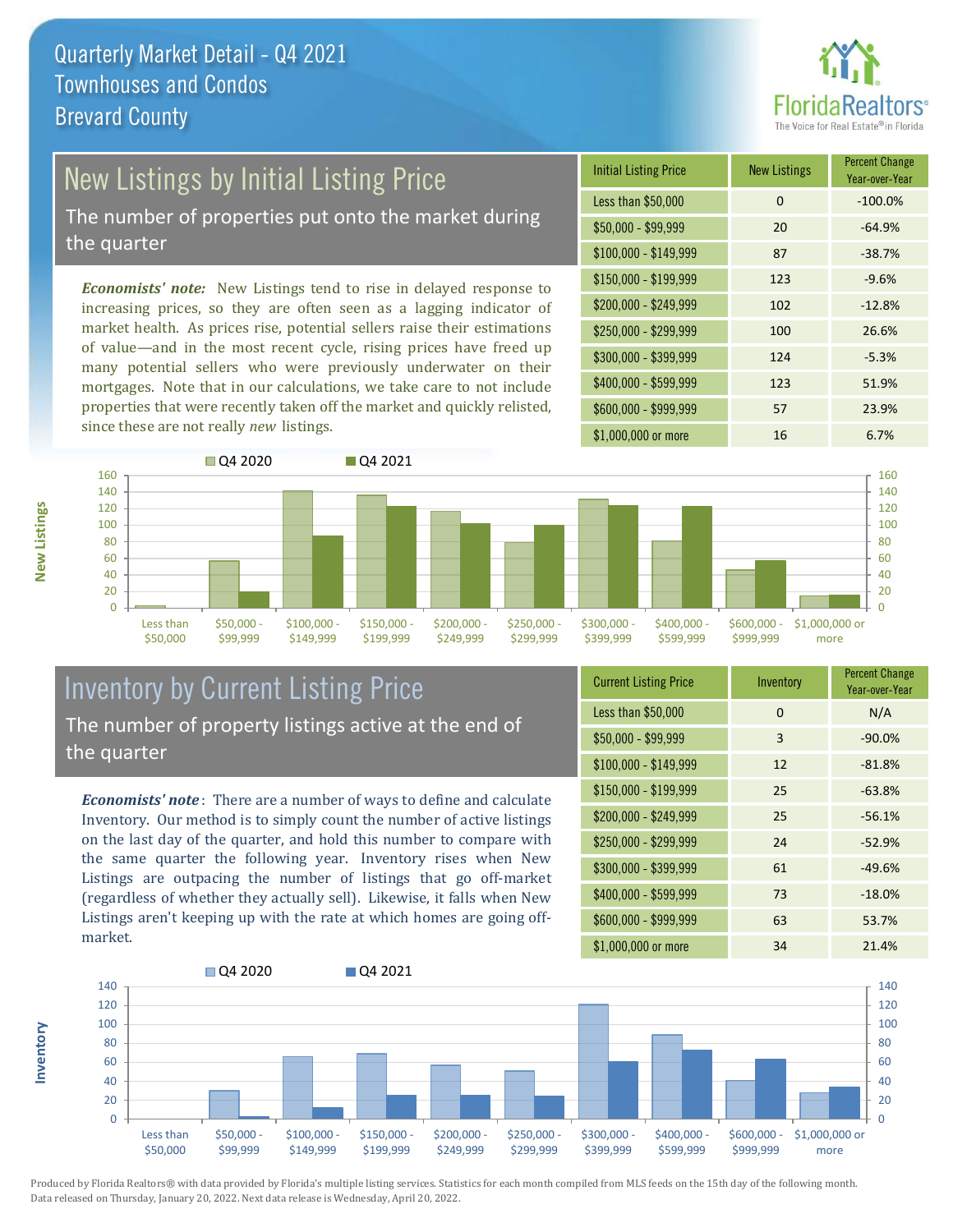# Quarterly Market Detail - Q4 2021
## Townhouses and Condos
## Brevard County

## New Listings by Initial Listing Price

The number of properties put onto the market during the quarter

***Economists' note:*** New Listings tend to rise in delayed response to increasing prices, so they are often seen as a lagging indicator of market health. As prices rise, potential sellers raise their estimations of value—and in the most recent cycle, rising prices have freed up many potential sellers who were previously underwater on their mortgages. Note that in our calculations, we take care to not include properties that were recently taken off the market and quickly relisted, since these are not really *new* listings.

| Initial Listing Price | New Listings | Percent Change Year-over-Year |
|---|---|---|
| Less than $50,000 | 0 | -100.0% |
| $50,000 - $99,999 | 20 | -64.9% |
| $100,000 - $149,999 | 87 | -38.7% |
| $150,000 - $199,999 | 123 | -9.6% |
| $200,000 - $249,999 | 102 | -12.8% |
| $250,000 - $299,999 | 100 | 26.6% |
| $300,000 - $399,999 | 124 | -5.3% |
| $400,000 - $599,999 | 123 | 51.9% |
| $600,000 - $999,999 | 57 | 23.9% |
| $1,000,000 or more | 16 | 6.7% |

## Inventory by Current Listing Price

The number of property listings active at the end of the quarter

***Economists' note***: There are a number of ways to define and calculate Inventory. Our method is to simply count the number of active listings on the last day of the quarter, and hold this number to compare with the same quarter the following year. Inventory rises when New Listings are outpacing the number of listings that go off-market (regardless of whether they actually sell). Likewise, it falls when New Listings aren't keeping up with the rate at which homes are going off-market.

| Current Listing Price | Inventory | Percent Change Year-over-Year |
|---|---|---|
| Less than $50,000 | 0 | N/A |
| $50,000 - $99,999 | 3 | -90.0% |
| $100,000 - $149,999 | 12 | -81.8% |
| $150,000 - $199,999 | 25 | -63.8% |
| $200,000 - $249,999 | 25 | -56.1% |
| $250,000 - $299,999 | 24 | -52.9% |
| $300,000 - $399,999 | 61 | -49.6% |
| $400,000 - $599,999 | 73 | -18.0% |
| $600,000 - $999,999 | 63 | 53.7% |
| $1,000,000 or more | 34 | 21.4% |

Produced by Florida Realtors® with data provided by Florida's multiple listing services. Statistics for each month compiled from MLS feeds on the 15th day of the following month. Data released on Thursday, January 20, 2022. Next data release is Wednesday, April 20, 2022.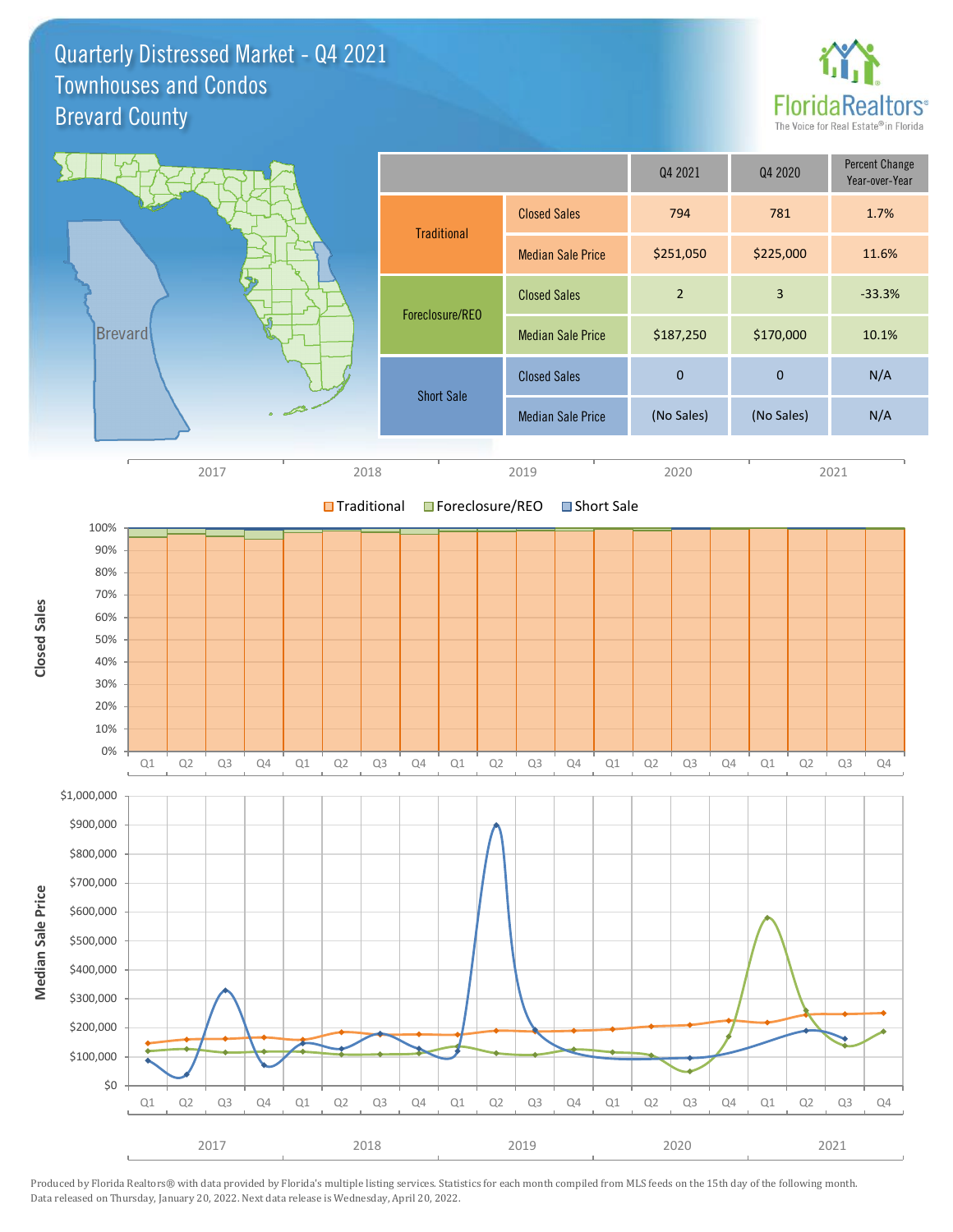# Quarterly Distressed Market - Q4 2021
## Townhouses and Condos
## Brevard County

FloridaRealtors® The Voice for Real Estate® in Florida

Brevard

| | | Q4 2021 | Q4 2020 | Percent Change Year-over-Year |
|---|---|---|---|---|
| Traditional | Closed Sales | 794 | 781 | 1.7% |
| | Median Sale Price | $251,050 | $225,000 | 11.6% |
| Foreclosure/REO | Closed Sales | 2 | 3 | -33.3% |
| | Median Sale Price | $187,250 | $170,000 | 10.1% |
| Short Sale | Closed Sales | 0 | 0 | N/A |
| | Median Sale Price | (No Sales) | (No Sales) | N/A |

2017 2018 2019 2020 2021

Traditional  Foreclosure/REO  Short Sale

Closed Sales

100% 90% 80% 70% 60% 50% 40% 30% 20% 10% 0%

Q1 Q2 Q3 Q4 Q1 Q2 Q3 Q4 Q1 Q2 Q3 Q4 Q1 Q2 Q3 Q4 Q1 Q2 Q3 Q4

Median Sale Price

$1,000,000 $900,000 $800,000 $700,000 $600,000 $500,000 $400,000 $300,000 $200,000 $100,000 $0

Q1 Q2 Q3 Q4 Q1 Q2 Q3 Q4 Q1 Q2 Q3 Q4 Q1 Q2 Q3 Q4 Q1 Q2 Q3 Q4

2017 2018 2019 2020 2021

Produced by Florida Realtors® with data provided by Florida's multiple listing services. Statistics for each month compiled from MLS feeds on the 15th day of the following month. Data released on Thursday, January 20, 2022. Next data release is Wednesday, April 20, 2022.